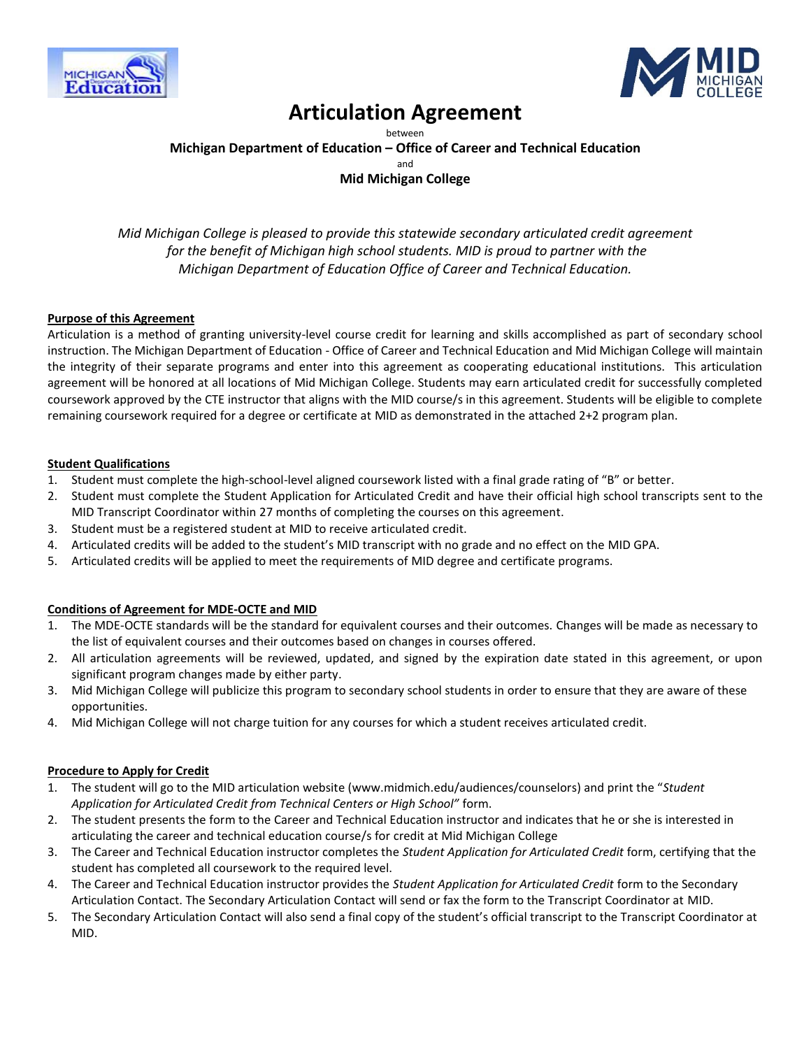# Articulation Agreement

between

**Michigan Department of Education – Office of Career and Technical Education**

and

**Mid Michigan College**

*Mid Michigan College is pleased to provide this statewide secondary articulated credit agreement for the benefit of Michigan high school students. MID is proud to partner with the Michigan Department of Education Office of Career and Technical Education.*

## Purpose of this Agreement

Articulation is a method of granting university-level course credit for learning and skills accomplished as part of secondary school instruction. The Michigan Department of Education - Office of Career and Technical Education and Mid Michigan College will maintain the integrity of their separate programs and enter into this agreement as cooperating educational institutions. This articulation agreement will be honored at all locations of Mid Michigan College. Students may earn articulated credit for successfully completed coursework approved by the CTE instructor that aligns with the MID course/s in this agreement. Students will be eligible to complete remaining coursework required for a degree or certificate at MID as demonstrated in the attached 2+2 program plan.

## Student Qualifications

1. Student must complete the high-school-level aligned coursework listed with a final grade rating of "B" or better.
2. Student must complete the Student Application for Articulated Credit and have their official high school transcripts sent to the MID Transcript Coordinator within 27 months of completing the courses on this agreement.
3. Student must be a registered student at MID to receive articulated credit.
4. Articulated credits will be added to the student's MID transcript with no grade and no effect on the MID GPA.
5. Articulated credits will be applied to meet the requirements of MID degree and certificate programs.

## Conditions of Agreement for MDE-OCTE and MID

1. The MDE-OCTE standards will be the standard for equivalent courses and their outcomes. Changes will be made as necessary to the list of equivalent courses and their outcomes based on changes in courses offered.
2. All articulation agreements will be reviewed, updated, and signed by the expiration date stated in this agreement, or upon significant program changes made by either party.
3. Mid Michigan College will publicize this program to secondary school students in order to ensure that they are aware of these opportunities.
4. Mid Michigan College will not charge tuition for any courses for which a student receives articulated credit.

## Procedure to Apply for Credit

1. The student will go to the MID articulation website (www.midmich.edu/audiences/counselors) and print the "*Student Application for Articulated Credit from Technical Centers or High School"* form.
2. The student presents the form to the Career and Technical Education instructor and indicates that he or she is interested in articulating the career and technical education course/s for credit at Mid Michigan College
3. The Career and Technical Education instructor completes the *Student Application for Articulated Credit* form, certifying that the student has completed all coursework to the required level.
4. The Career and Technical Education instructor provides the *Student Application for Articulated Credit* form to the Secondary Articulation Contact. The Secondary Articulation Contact will send or fax the form to the Transcript Coordinator at MID.
5. The Secondary Articulation Contact will also send a final copy of the student's official transcript to the Transcript Coordinator at MID.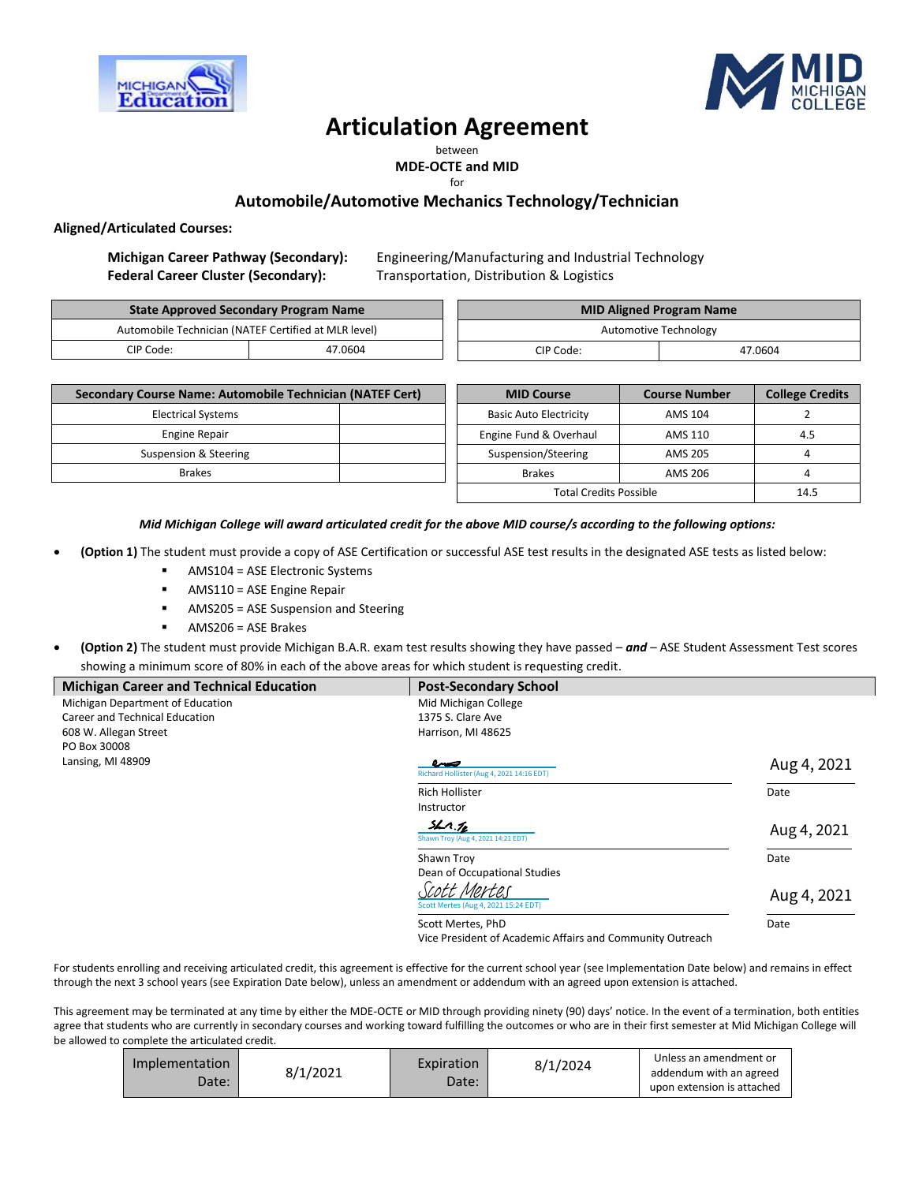# Articulation Agreement

between

**MDE-OCTE and MID**

for

## Automobile/Automotive Mechanics Technology/Technician

**Aligned/Articulated Courses:**

**Michigan Career Pathway (Secondary):** Engineering/Manufacturing and Industrial Technology
**Federal Career Cluster (Secondary):** Transportation, Distribution & Logistics

| State Approved Secondary Program Name | |
|---|---|
| Automobile Technician (NATEF Certified at MLR level) | |
| CIP Code: | 47.0604 |

| MID Aligned Program Name | |
|---|---|
| Automotive Technology | |
| CIP Code: | 47.0604 |

| Secondary Course Name: Automobile Technician (NATEF Cert) | | MID Course | Course Number | College Credits |
|---|---|---|---|---|
| Electrical Systems | | Basic Auto Electricity | AMS 104 | 2 |
| Engine Repair | | Engine Fund & Overhaul | AMS 110 | 4.5 |
| Suspension & Steering | | Suspension/Steering | AMS 205 | 4 |
| Brakes | | Brakes | AMS 206 | 4 |
| | | Total Credits Possible | | 14.5 |

***Mid Michigan College will award articulated credit for the above MID course/s according to the following options:***

- **(Option 1)** The student must provide a copy of ASE Certification or successful ASE test results in the designated ASE tests as listed below:
  - AMS104 = ASE Electronic Systems
  - AMS110 = ASE Engine Repair
  - AMS205 = ASE Suspension and Steering
  - AMS206 = ASE Brakes
- **(Option 2)** The student must provide Michigan B.A.R. exam test results showing they have passed – ***and*** – ASE Student Assessment Test scores showing a minimum score of 80% in each of the above areas for which student is requesting credit.

| Michigan Career and Technical Education | Post-Secondary School |
|---|---|
| Michigan Department of Education<br>Career and Technical Education<br>608 W. Allegan Street<br>PO Box 30008<br>Lansing, MI 48909 | Mid Michigan College<br>1375 S. Clare Ave<br>Harrison, MI 48625 |

Richard Hollister (Aug 4, 2021 14:16 EDT) — Aug 4, 2021
Rich Hollister, Instructor — Date

Shawn Troy (Aug 4, 2021 14:21 EDT) — Aug 4, 2021
Shawn Troy, Dean of Occupational Studies — Date

Scott Mertes (Aug 4, 2021 15:24 EDT) — Aug 4, 2021
Scott Mertes, PhD, Vice President of Academic Affairs and Community Outreach — Date

For students enrolling and receiving articulated credit, this agreement is effective for the current school year (see Implementation Date below) and remains in effect through the next 3 school years (see Expiration Date below), unless an amendment or addendum with an agreed upon extension is attached.

This agreement may be terminated at any time by either the MDE-OCTE or MID through providing ninety (90) days' notice. In the event of a termination, both entities agree that students who are currently in secondary courses and working toward fulfilling the outcomes or who are in their first semester at Mid Michigan College will be allowed to complete the articulated credit.

| Implementation Date: | 8/1/2021 | Expiration Date: | 8/1/2024 | Unless an amendment or addendum with an agreed upon extension is attached |
|---|---|---|---|---|